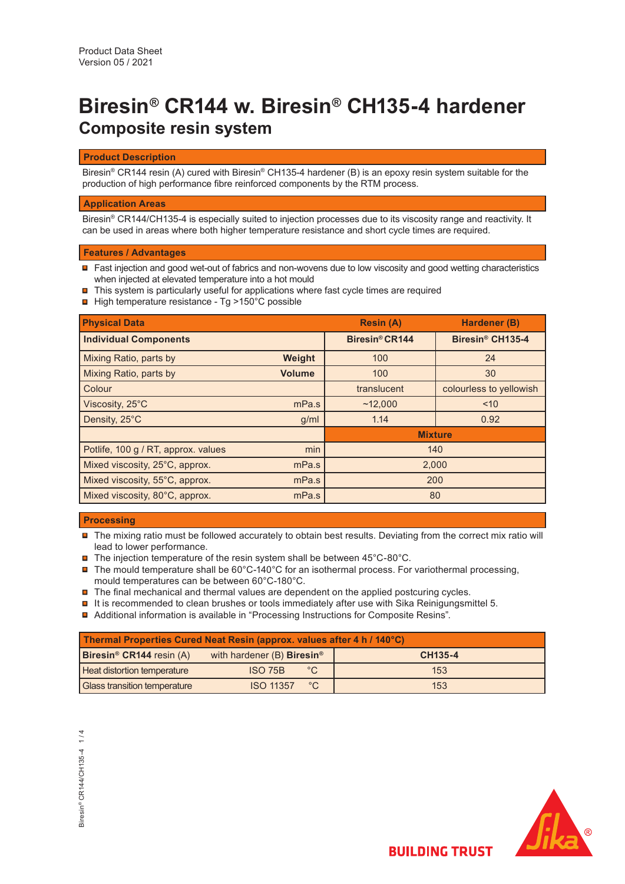Product Data Sheet
Version 05 / 2021

# Biresin® CR144 w. Biresin® CH135-4 hardener

## Composite resin system

### Product Description

Biresin® CR144 resin (A) cured with Biresin® CH135-4 hardener (B) is an epoxy resin system suitable for the production of high performance fibre reinforced components by the RTM process.

### Application Areas

Biresin® CR144/CH135-4 is especially suited to injection processes due to its viscosity range and reactivity. It can be used in areas where both higher temperature resistance and short cycle times are required.

### Features / Advantages

- Fast injection and good wet-out of fabrics and non-wovens due to low viscosity and good wetting characteristics when injected at elevated temperature into a hot mould
- This system is particularly useful for applications where fast cycle times are required
- High temperature resistance - Tg >150°C possible

| Physical Data | | Resin (A) | Hardener (B) |
|---|---|---|---|
| **Individual Components** | | **Biresin® CR144** | **Biresin® CH135-4** |
| Mixing Ratio, parts by | **Weight** | 100 | 24 |
| Mixing Ratio, parts by | **Volume** | 100 | 30 |
| Colour | | translucent | colourless to yellowish |
| Viscosity, 25°C | mPa.s | ~12,000 | <10 |
| Density, 25°C | g/ml | 1.14 | 0.92 |
| | | **Mixture** | |
| Potlife, 100 g / RT, approx. values | min | 140 | |
| Mixed viscosity, 25°C, approx. | mPa.s | 2,000 | |
| Mixed viscosity, 55°C, approx. | mPa.s | 200 | |
| Mixed viscosity, 80°C, approx. | mPa.s | 80 | |

### Processing

- The mixing ratio must be followed accurately to obtain best results. Deviating from the correct mix ratio will lead to lower performance.
- The injection temperature of the resin system shall be between 45°C-80°C.
- The mould temperature shall be 60°C-140°C for an isothermal process. For variothermal processing, mould temperatures can be between 60°C-180°C.
- The final mechanical and thermal values are dependent on the applied postcuring cycles.
- It is recommended to clean brushes or tools immediately after use with Sika Reinigungsmittel 5.
- Additional information is available in “Processing Instructions for Composite Resins”.

| Thermal Properties Cured Neat Resin (approx. values after 4 h / 140°C) | | | |
|---|---|---|---|
| **Biresin® CR144** resin (A) | with hardener (B) **Biresin®** | | **CH135-4** |
| Heat distortion temperature | ISO 75B | °C | 153 |
| Glass transition temperature | ISO 11357 | °C | 153 |

BUILDING TRUST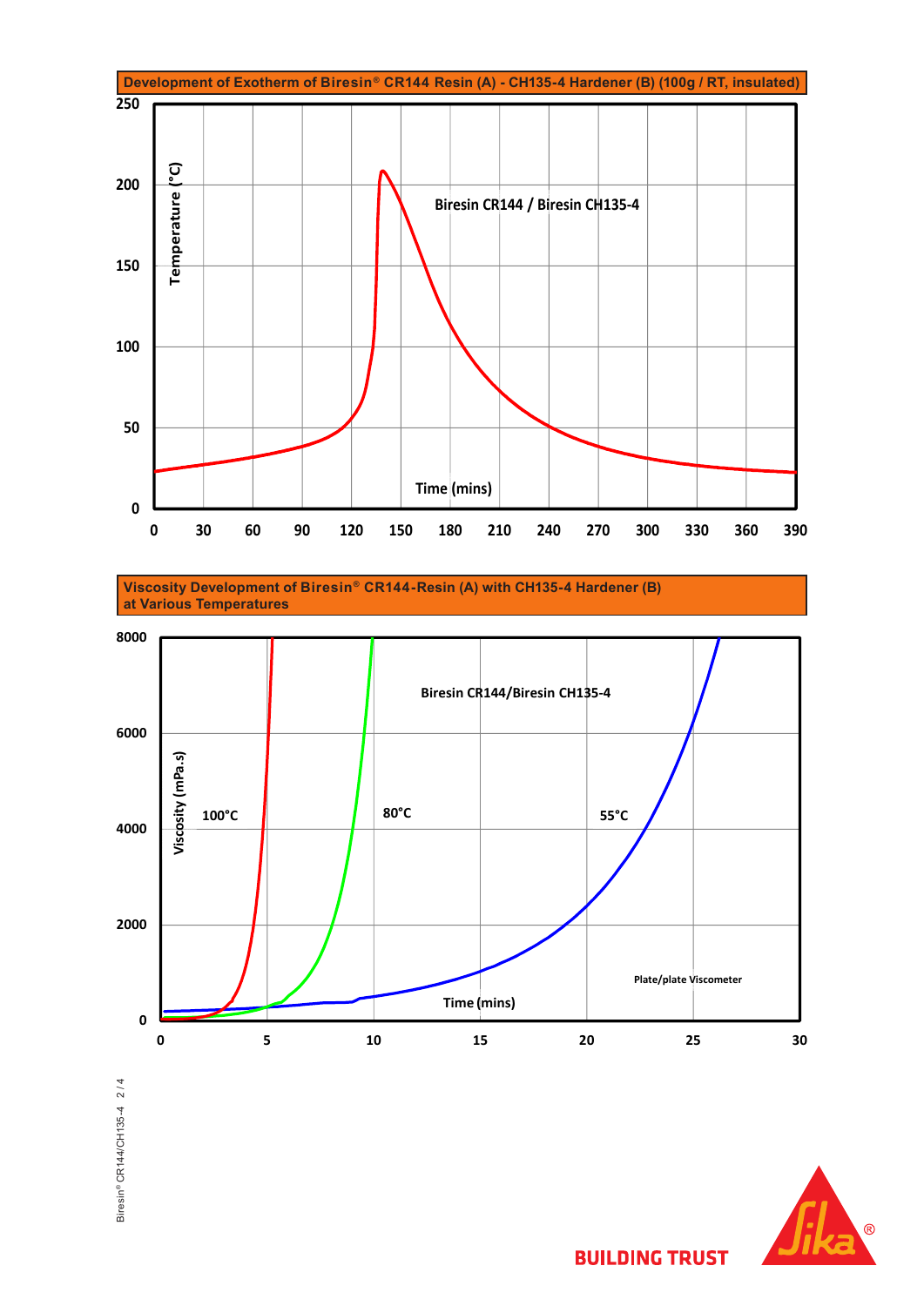## Development of Exotherm of Biresin® CR144 Resin (A) - CH135-4 Hardener (B) (100g / RT, insulated)

Biresin CR144 / Biresin CH135-4

Temperature (°C)

Time (mins)

## Viscosity Development of Biresin® CR144-Resin (A) with CH135-4 Hardener (B) at Various Temperatures

Biresin CR144/Biresin CH135-4

Viscosity (mPa.s)

100°C

80°C

55°C

Plate/plate Viscometer

Time (mins)

BUILDING TRUST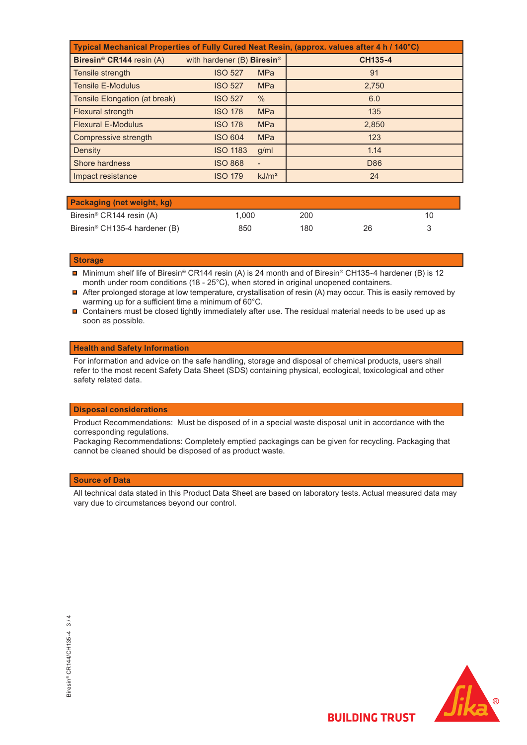| Typical Mechanical Properties of Fully Cured Neat Resin, (approx. values after 4 h / 140°C) | | | |
|---|---|---|---|
| **Biresin® CR144** resin (A) with hardener (B) **Biresin®** | | | **CH135-4** |
| Tensile strength | ISO 527 | MPa | 91 |
| Tensile E-Modulus | ISO 527 | MPa | 2,750 |
| Tensile Elongation (at break) | ISO 527 | % | 6.0 |
| Flexural strength | ISO 178 | MPa | 135 |
| Flexural E-Modulus | ISO 178 | MPa | 2,850 |
| Compressive strength | ISO 604 | MPa | 123 |
| Density | ISO 1183 | g/ml | 1.14 |
| Shore hardness | ISO 868 | - | D86 |
| Impact resistance | ISO 179 | kJ/m² | 24 |

| Packaging (net weight, kg) | | | | |
|---|---|---|---|---|
| Biresin® CR144 resin (A) | 1,000 | 200 | | 10 |
| Biresin® CH135-4 hardener (B) | 850 | 180 | 26 | 3 |

## Storage

- Minimum shelf life of Biresin® CR144 resin (A) is 24 month and of Biresin® CH135-4 hardener (B) is 12 month under room conditions (18 - 25°C), when stored in original unopened containers.
- After prolonged storage at low temperature, crystallisation of resin (A) may occur. This is easily removed by warming up for a sufficient time a minimum of 60°C.
- Containers must be closed tightly immediately after use. The residual material needs to be used up as soon as possible.

## Health and Safety Information

For information and advice on the safe handling, storage and disposal of chemical products, users shall refer to the most recent Safety Data Sheet (SDS) containing physical, ecological, toxicological and other safety related data.

## Disposal considerations

Product Recommendations: Must be disposed of in a special waste disposal unit in accordance with the corresponding regulations.
Packaging Recommendations: Completely emptied packagings can be given for recycling. Packaging that cannot be cleaned should be disposed of as product waste.

## Source of Data

All technical data stated in this Product Data Sheet are based on laboratory tests. Actual measured data may vary due to circumstances beyond our control.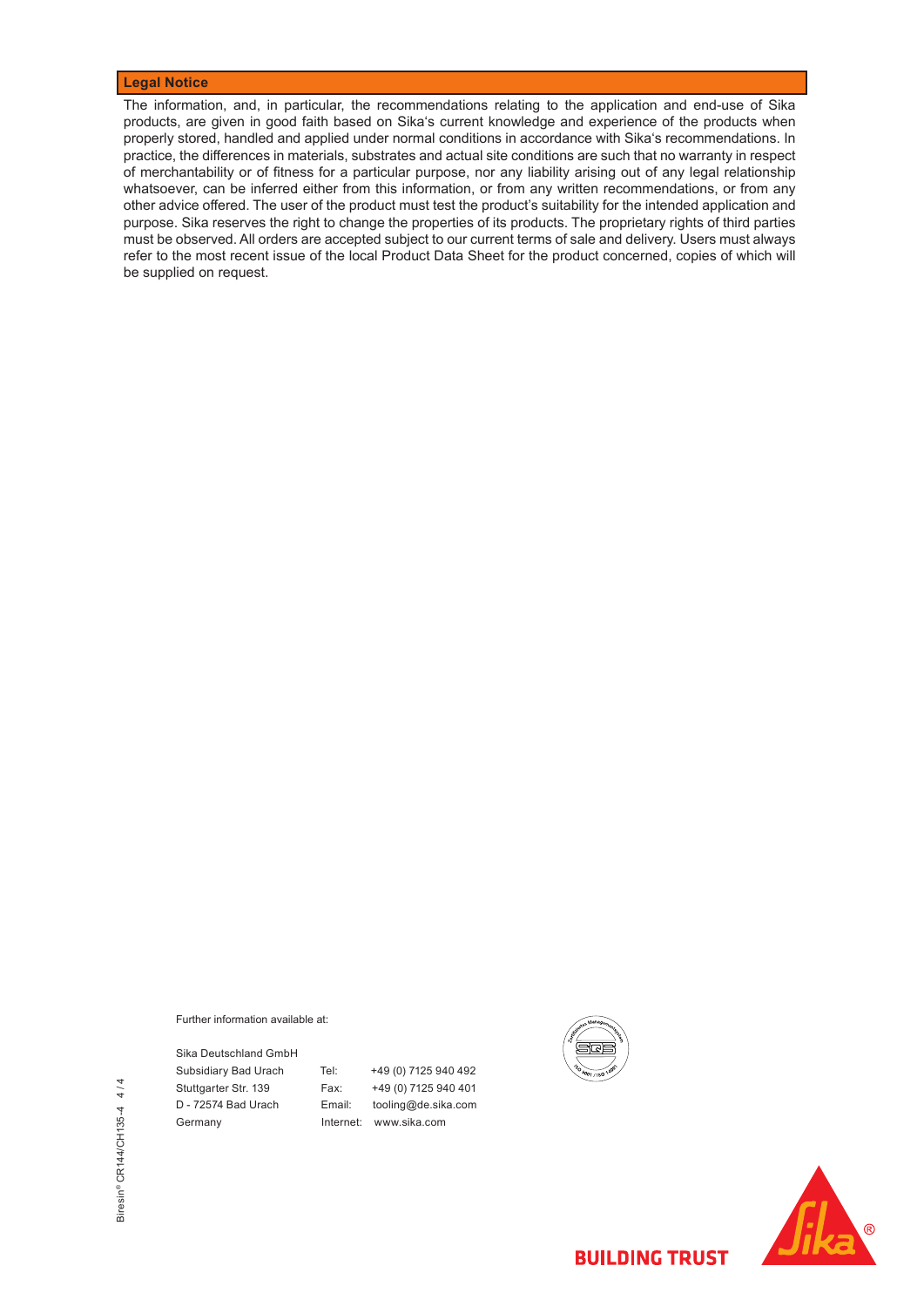## Legal Notice

The information, and, in particular, the recommendations relating to the application and end-use of Sika products, are given in good faith based on Sika's current knowledge and experience of the products when properly stored, handled and applied under normal conditions in accordance with Sika's recommendations. In practice, the differences in materials, substrates and actual site conditions are such that no warranty in respect of merchantability or of fitness for a particular purpose, nor any liability arising out of any legal relationship whatsoever, can be inferred either from this information, or from any written recommendations, or from any other advice offered. The user of the product must test the product's suitability for the intended application and purpose. Sika reserves the right to change the properties of its products. The proprietary rights of third parties must be observed. All orders are accepted subject to our current terms of sale and delivery. Users must always refer to the most recent issue of the local Product Data Sheet for the product concerned, copies of which will be supplied on request.

Further information available at:

| | | |
|---|---|---|
| Sika Deutschland GmbH | | |
| Subsidiary Bad Urach | Tel: | +49 (0) 7125 940 492 |
| Stuttgarter Str. 139 | Fax: | +49 (0) 7125 940 401 |
| D - 72574 Bad Urach | Email: | tooling@de.sika.com |
| Germany | Internet: | www.sika.com |

BUILDING TRUST